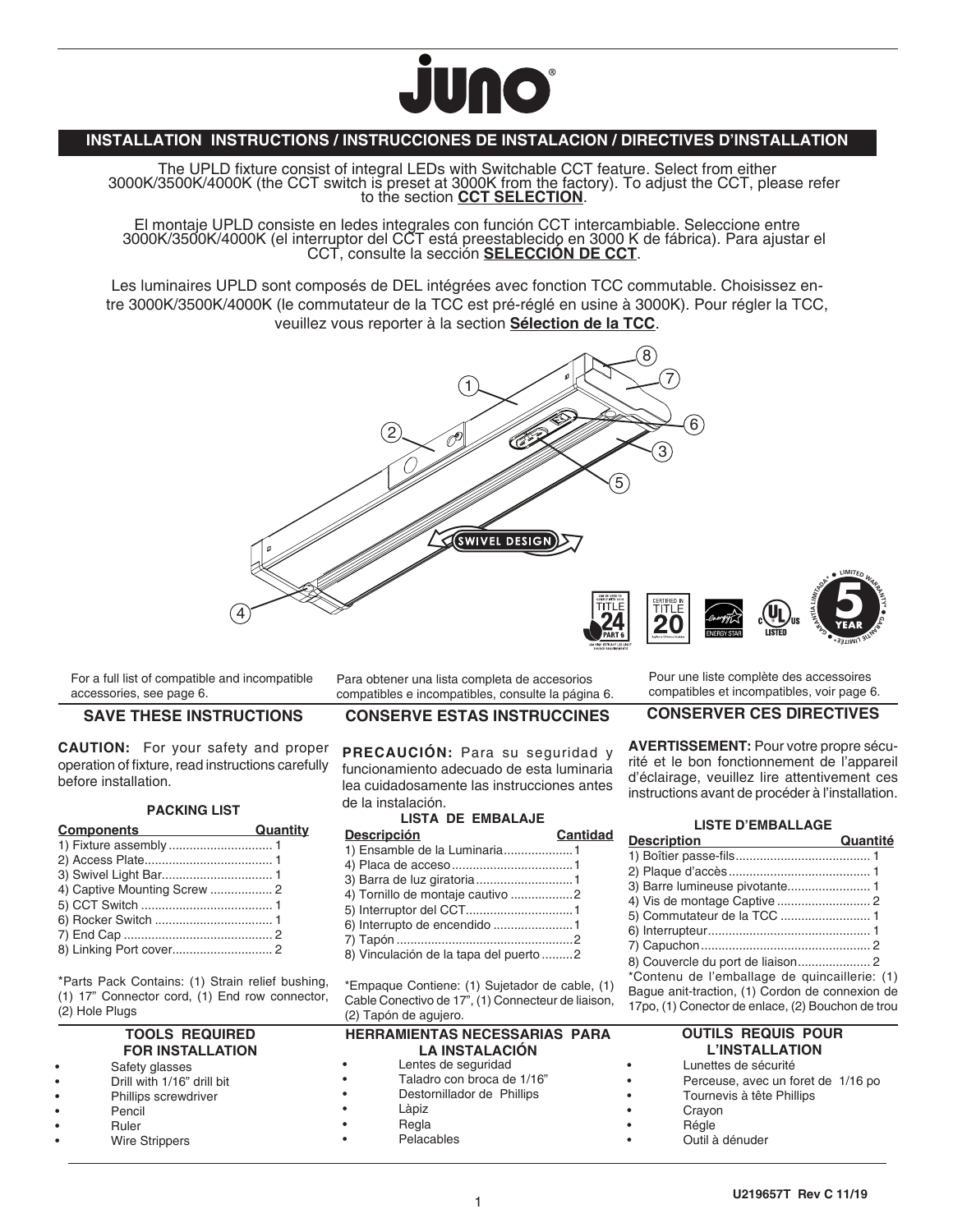# juno

## INSTALLATION INSTRUCTIONS / INSTRUCCIONES DE INSTALACION / DIRECTIVES D'INSTALLATION

The UPLD fixture consist of integral LEDs with Switchable CCT feature. Select from either 3000K/3500K/4000K (the CCT switch is preset at 3000K from the factory). To adjust the CCT, please refer to the section **CCT SELECTION**.

El montaje UPLD consiste en ledes integrales con función CCT intercambiable. Seleccione entre 3000K/3500K/4000K (el interruptor del CCT está preestablecido en 3000 K de fábrica). Para ajustar el CCT, consulte la sección **SELECCIÓN DE CCT**.

Les luminaires UPLD sont composés de DEL intégrées avec fonction TCC commutable. Choisissez entre 3000K/3500K/4000K (le commutateur de la TCC est pré-réglé en usine à 3000K). Pour régler la TCC, veuillez vous reporter à la section **Sélection de la TCC**.

SWIVEL DESIGN

For a full list of compatible and incompatible accessories, see page 6.

### SAVE THESE INSTRUCTIONS

**CAUTION:** For your safety and proper operation of fixture, read instructions carefully before installation.

#### PACKING LIST

| Components | Quantity |
|---|---|
| 1) Fixture assembly | 1 |
| 2) Access Plate | 1 |
| 3) Swivel Light Bar | 1 |
| 4) Captive Mounting Screw | 2 |
| 5) CCT Switch | 1 |
| 6) Rocker Switch | 1 |
| 7) End Cap | 2 |
| 8) Linking Port cover | 2 |

*Parts Pack Contains: (1) Strain relief bushing, (1) 17" Connector cord, (1) End row connector, (2) Hole Plugs

#### TOOLS REQUIRED FOR INSTALLATION

- Safety glasses
- Drill with 1/16" drill bit
- Phillips screwdriver
- Pencil
- Ruler
- Wire Strippers

Para obtener una lista completa de accesorios compatibles e incompatibles, consulte la página 6.

### CONSERVE ESTAS INSTRUCCINES

**PRECAUCIÓN:** Para su seguridad y funcionamiento adecuado de esta luminaria lea cuidadosamente las instrucciones antes de la instalación.

#### LISTA DE EMBALAJE

| Descripción | Cantidad |
|---|---|
| 1) Ensamble de la Luminaria | 1 |
| 4) Placa de acceso | 1 |
| 3) Barra de luz giratoria | 1 |
| 4) Tornillo de montaje cautivo | 2 |
| 5) Interruptor del CCT | 1 |
| 6) Interrupto de encendido | 1 |
| 7) Tapón | 2 |
| 8) Vinculación de la tapa del puerto | 2 |

*Empaque Contiene: (1) Sujetador de cable, (1) Cable Conectivo de 17", (1) Connecteur de liaison, (2) Tapón de agujero.

#### HERRAMIENTAS NECESSARIAS PARA LA INSTALACIÓN

- Lentes de seguridad
- Taladro con broca de 1/16"
- Destornillador de Phillips
- Làpiz
- Regla
- Pelacables

Pour une liste complète des accessoires compatibles et incompatibles, voir page 6.

### CONSERVER CES DIRECTIVES

**AVERTISSEMENT:** Pour votre propre sécurité et le bon fonctionnement de l'appareil d'éclairage, veuillez lire attentivement ces instructions avant de procéder à l'installation.

#### LISTE D'EMBALLAGE

| Description | Quantité |
|---|---|
| 1) Boîtier passe-fils | 1 |
| 2) Plaque d'accès | 1 |
| 3) Barre lumineuse pivotante | 1 |
| 4) Vis de montage Captive | 2 |
| 5) Commutateur de la TCC | 1 |
| 6) Interrupteur | 1 |
| 7) Capuchon | 2 |
| 8) Couvercle du port de liaison | 2 |

*Contenu de l'emballage de quincaillerie: (1) Bague anit-traction, (1) Cordon de connexion de 17po, (1) Conector de enlace, (2) Bouchon de trou

#### OUTILS REQUIS POUR L'INSTALLATION

- Lunettes de sécurité
- Perceuse, avec un foret de 1/16 po
- Tournevis à tête Phillips
- Crayon
- Régle
- Outil à dénuder

U219657T Rev C 11/19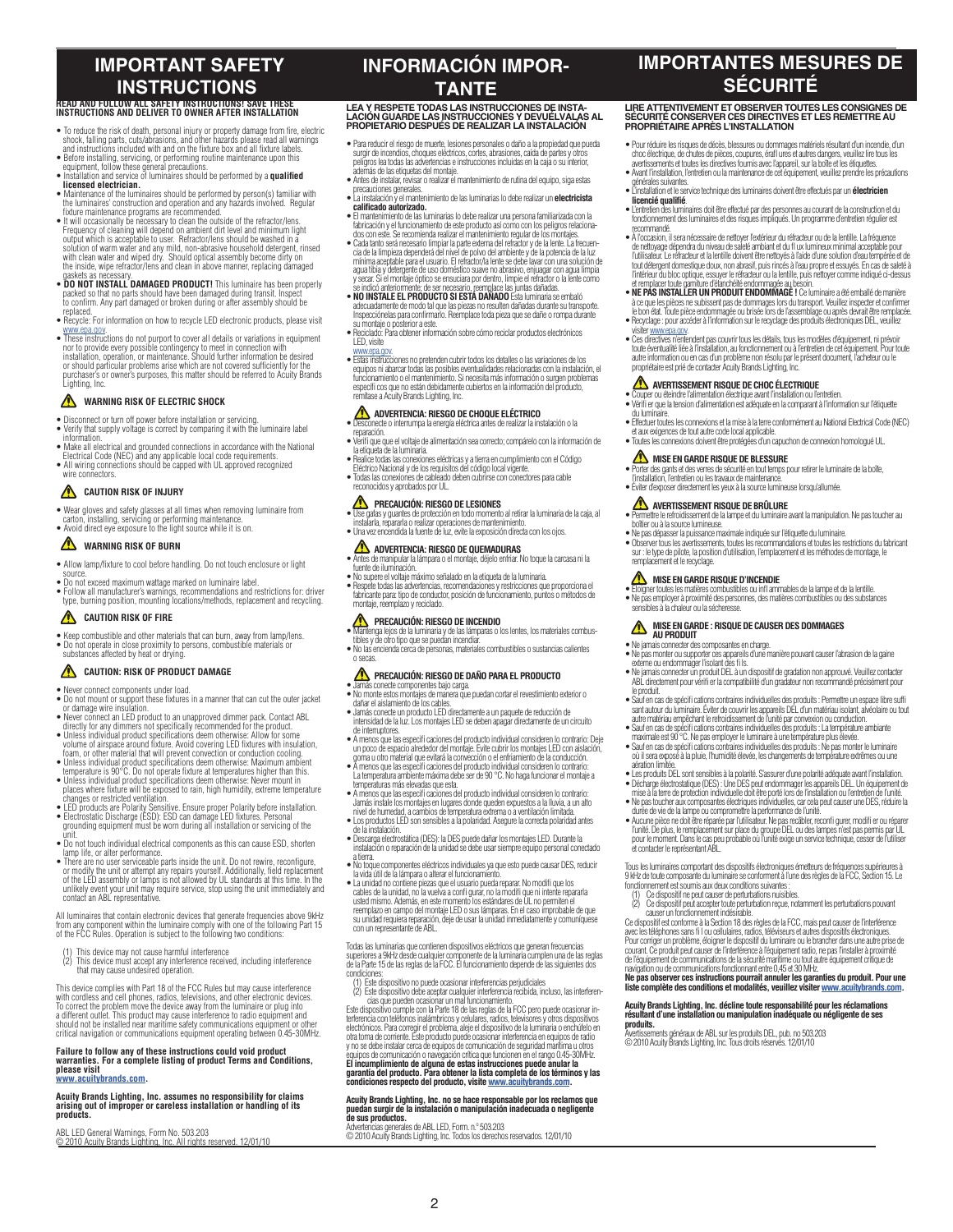# IMPORTANT SAFETY INSTRUCTIONS

**READ AND FOLLOW ALL SAFETY INSTRUCTIONS! SAVE THESE INSTRUCTIONS AND DELIVER TO OWNER AFTER INSTALLATION**

- To reduce the risk of death, personal injury or property damage from fire, electric shock, falling parts, cuts/abrasions, and other hazards please read all warnings and instructions included with and on the fixture box and all fixture labels.
- Before installing, servicing, or performing routine maintenance upon this equipment, follow these general precautions.
- Installation and service of luminaires should be performed by a **qualified licensed electrician.**
- Maintenance of the luminaires should be performed by person(s) familiar with the luminaires' construction and operation and any hazards involved. Regular fixture maintenance programs are recommended.
- It will occasionally be necessary to clean the outside of the refractor/lens. Frequency of cleaning will depend on ambient dirt level and minimum light output which is acceptable to user. Refractor/lens should be washed in a solution of warm water and any mild, non-abrasive household detergent, rinsed with clean water and wiped dry. Should optical assembly become dirty on the inside, wipe refractor/lens and clean in above manner, replacing damaged gaskets as necessary.
- **DO NOT INSTALL DAMAGED PRODUCT!** This luminaire has been properly packed so that no parts should have been damaged during transit. Inspect to confirm. Any part damaged or broken during or after assembly should be replaced.
- Recycle: For information on how to recycle LED electronic products, please visit www.epa.gov.
- These instructions do not purport to cover all details or variations in equipment nor to provide every possible contingency to meet in connection with installation, operation, or maintenance. Should further information be desired or should particular problems arise which are not covered sufficiently for the purchaser's or owner's purposes, this matter should be referred to Acuity Brands Lighting, Inc.

### WARNING RISK OF ELECTRIC SHOCK

- Disconnect or turn off power before installation or servicing.
- Verify that supply voltage is correct by comparing it with the luminaire label information.
- Make all electrical and grounded connections in accordance with the National Electrical Code (NEC) and any applicable local code requirements.
- All wiring connections should be capped with UL approved recognized wire connectors.

### CAUTION RISK OF INJURY

- Wear gloves and safety glasses at all times when removing luminaire from carton, installing, servicing or performing maintenance.
- Avoid direct eye exposure to the light source while it is on.

### WARNING RISK OF BURN

- Allow lamp/fixture to cool before handling. Do not touch enclosure or light source.
- Do not exceed maximum wattage marked on luminaire label.
- Follow all manufacturer's warnings, recommendations and restrictions for: driver type, burning position, mounting locations/methods, replacement and recycling.

### CAUTION RISK OF FIRE

- Keep combustible and other materials that can burn, away from lamps/lens.
- Do not operate in close proximity to persons, combustible materials or substances affected by heat or drying.

### CAUTION: RISK OF PRODUCT DAMAGE

- Never connect components under load.
- Do not mount or support these fixtures in a manner that can cut the outer jacket or damage wire insulation.
- Never connect an LED product to an unapproved dimmer pack. Contact ABL directly for any dimmers not specifically recommended for the product.
- Unless individual product specifications deem otherwise: Allow for some volume of airspace around fixture. Avoid covering LED fixtures with insulation, foam, or other material that will prevent convection or conduction cooling.
- Unless individual product specifications deem otherwise: Maximum ambient temperature is 90°C. Do not operate fixture at temperatures higher than this.
- Unless individual product specifications deem otherwise: Never mount in places where fixture will be exposed to rain, high humidity, extreme temperature changes or restricted ventilation.
- LED products are Polarity Sensitive. Ensure proper Polarity before installation.
- Electrostatic Discharge (ESD): ESD can damage LED fixtures. Personal grounding equipment must be worn during all installation or servicing of the unit.
- Do not touch individual electrical components as this can cause ESD, shorten lamp life, or alter performance.
- There are no user serviceable parts inside the unit. Do not rewire, reconfigure, or modify the unit or attempt any repairs yourself. Additionally, field replacement of the LED assembly or lamps is not allowed by UL standards at this time. In the unlikely event your unit may require service, stop using the unit immediately and contact an ABL representative.

All luminaires that contain electronic devices that generate frequencies above 9kHz from any component within the luminaire comply with one of the following Part 15 of the FCC Rules. Operation is subject to the following two conditions:

(1) This device may not cause harmful interference
(2) This device must accept any interference received, including interference that may cause undesired operation.

This device complies with Part 18 of the FCC Rules but may cause interference with cordless and cell phones, radios, televisions, and other electronic devices. To correct the problem move the device away from the luminaire or plug into a different outlet. This product may cause interference to radio equipment and should not be installed near maritime safety communications equipment or other critical navigation or communications equipment operating between 0.45-30MHz.

**Failure to follow any of these instructions could void product warranties. For a complete listing of product Terms and Conditions, please visit www.acuitybrands.com.**

**Acuity Brands Lighting, Inc. assumes no responsibility for claims arising out of improper or careless installation or handling of its products.**

ABL LED General Warnings, Form No. 503.203
© 2010 Acuity Brands Lighting, Inc. All rights reserved. 12/01/10

# INFORMACIÓN IMPORTANTE

**LEA Y RESPETE TODAS LAS INSTRUCCIONES DE INSTALACIÓN GUARDE LAS INSTRUCCIONES Y DEVUÉLVALAS AL PROPIETARIO DESPUÉS DE REALIZAR LA INSTALACIÓN**

- Para reducir el riesgo de muerte, lesiones personales o daño a la propiedad que pueda surgir de incendios, choques eléctricos, cortes, abrasiones, caída de partes y otros peligros lea todas las advertencias e instrucciones incluidas en la caja o su interior, además de las etiquetas del montaje.
- Antes de instalar, revisar o realizar el mantenimiento de rutina del equipo, siga estas precauciones generales.
- La instalación y el mantenimiento de las luminarias lo debe realizar un **electricista calificado autorizado.**
- El mantenimiento de las luminarias lo debe realizar una persona familiarizada con la fabricación y el funcionamiento de este producto así como con los peligros relacionados con este. Se recomienda realizar el mantenimiento regular de los montajes.
- Cada tanto será necesario limpiar la parte externa del refractor y de la lente. La frecuencia de la limpieza dependerá del nivel de polvo del ambiente y de la potencia de la luz mínima aceptable para el usuario. El refractor/la lente se debe lavar con una solución de agua tibia y detergente de uso doméstico suave no abrasivo, enjuagar con agua limpia y secar. Si el montaje óptico se ensuciara por dentro, limpie el refractor o la lente como se indicó anteriormente; de ser necesario, reemplace las juntas dañadas.
- **NO INSTALE EL PRODUCTO SI ESTÁ DAÑADO** Esta luminaria se embaló adecuadamente de modo tal que las piezas no resulten dañadas durante su transporte. Inspecciónelas para confirmarlo. Reemplace toda pieza que se dañe o rompa durante su montaje o posterior a este.
- Reciclado: Para obtener información sobre cómo reciclar productos electrónicos LED, visite www.epa.gov.
- Estas instrucciones no pretenden cubrir todos los detalles o las variaciones de los equipos ni abarcar todas las posibles eventualidades relacionadas con la instalación, el funcionamiento o el mantenimiento. Si necesita más información o surgen problemas específicos que no están debidamente cubiertos en la información del producto, remítase a Acuity Brands Lighting, Inc.

### ADVERTENCIA: RIESGO DE CHOQUE ELÉCTRICO

- Desconecte o interrumpa la energía eléctrica antes de realizar la instalación o la reparación.
- Verifique que el voltaje de alimentación sea correcto; compárelo con la información de la etiqueta de la luminaria.
- Realice todas las conexiones eléctricas y a tierra en cumplimiento con el Código Eléctrico Nacional y de los requisitos del código local vigente.
- Todas las conexiones de cableado deben cubrirse con conectores para cable reconocidos y aprobados por UL.

### PRECAUCIÓN: RIESGO DE LESIONES

- Use gafas y guantes de protección en todo momento al retirar la luminaria de la caja, al instalarla, repararla o realizar operaciones de mantenimiento.
- Una vez encendida la fuente de luz, evite la exposición directa con los ojos.

### ADVERTENCIA: RIESGO DE QUEMADURAS

- Antes de manipular la lámpara o el montaje, déjelo enfriar. No toque la carcasa ni la fuente de iluminación.
- No supere el voltaje máximo señalado en la etiqueta de la luminaria.
- Respete todas las advertencias, recomendaciones y restricciones que proporciona el fabricante para: tipo de conductor, posición de funcionamiento, puntos o métodos de montaje, reemplazo y reciclado.

### PRECAUCIÓN: RIESGO DE INCENDIO

- Mantenga lejos de la luminaria y de las lámparas o los lentes, los materiales combustibles y de otro tipo que se puedan incendiar.
- No las encienda cerca de personas, materiales combustibles o sustancias calientes o secas.

### PRECAUCIÓN: RIESGO DE DAÑO PARA EL PRODUCTO

- Jamás conecte componentes bajo carga.
- No monte estos montajes de manera que puedan cortar el revestimiento exterior o dañar el aislamiento de los cables.
- Jamás conecte un producto LED directamente a un paquete de reducción de intensidad de la luz. Los montajes LED se deben apagar directamente de un circuito de interruptores.
- A menos que las especificaciones del producto individual consideren lo contrario: Deje un poco de espacio alrededor del montaje. Evite cubrir los montajes LED con aislación, goma u otro material que evitará la convección o el enfriamiento de la conducción.
- A menos que las especificaciones del producto individual consideren lo contrario: La temperatura ambiente máxima debe ser de 90 °C. No haga funcionar el montaje a temperaturas más elevadas que esta.
- A menos que las especificaciones del producto individual consideren lo contrario: Jamás instale los montajes en lugares donde queden expuestos a la lluvia, a un alto nivel de humedad, a cambios de temperatura extrema o a ventilación limitada.
- Los productos LED son sensibles a la polaridad. Asegure la correcta polaridad antes de la instalación.
- Descarga electrostática (DES): la DES puede dañar los montajes LED. Durante la instalación o reparación de la unidad se debe usar siempre equipo personal conectado a tierra.
- No toque componentes eléctricos individuales ya que esto puede causar DES, reducir la vida útil de la lámpara o alterar el funcionamiento.
- La unidad no contiene piezas que el usuario pueda reparar. No modifique los cables de la unidad, no la vuelva a configurar, no la modifique ni intente repararla usted mismo. Además, en este momento los estándares de UL no permiten el reemplazo en campo del montaje LED o sus lámparas. En el caso improbable de que su unidad requiera reparación, deje de usar la unidad inmediatamente y comuníquese con un representante de ABL.

Todas las luminarias que contienen dispositivos eléctricos que generan frecuencias superiores a 9kHz desde cualquier componente de la luminaria cumplen una de las reglas de la Parte 15 de las reglas de la FCC. El funcionamiento depende de las siguientes dos condiciones:

(1) Este dispositivo no puede ocasionar interferencias perjudiciales
(2) Este dispositivo debe aceptar cualquier interferencia recibida, incluso, las interferencias que pueden ocasionar un mal funcionamiento.

Este dispositivo cumple con la Parte 18 de las reglas de la FCC pero puede ocasionar interferencia con teléfonos inalámbricos y celulares, radios, televisores y otros dispositivos electrónicos. Para corregir el problema, aleje el dispositivo de la luminaria o enchúfelo en otra toma de corriente. Este producto puede ocasionar interferencia en equipos de radio y no se debe instalar cerca de equipos de comunicación de seguridad marítima u otros equipos de comunicación o navegación crítica que funcionen en el rango 0.45-30MHz.

**El incumplimiento de alguna de estas instrucciones puede anular la garantía del producto. Para obtener la lista completa de los términos y las condiciones respecto del producto, visite www.acuitybrands.com.**

**Acuity Brands Lighting, Inc. no se hace responsable por los reclamos que puedan surgir de la instalación o manipulación inadecuada o negligente de sus productos.**

Advertencias generales de ABL LED, Form. n.° 503.203
© 2010 Acuity Brands Lighting, Inc. Todos los derechos reservados. 12/01/10

# IMPORTANTES MESURES DE SÉCURITÉ

**LIRE ATTENTIVEMENT ET OBSERVER TOUTES LES CONSIGNES DE SÉCURITÉ CONSERVER CES DIRECTIVES ET LES REMETTRE AU PROPRIÉTAIRE APRÈS L'INSTALLATION**

- Pour réduire les risques de décès, blessures ou dommages matériels résultant d'un incendie, d'un choc électrique, de chutes de pièces, coupures, érafl ures et autres dangers, veuillez lire tous les avertissements et toutes les directives fournis avec l'appareil, sur la boîte et les étiquettes.
- Avant l'installation, l'entretien ou la maintenance de cet équipement, veuillez prendre les précautions générales suivantes.
- L'installation et le service technique des luminaires doivent être effectués par un **électricien licencié qualifié**.
- L'entretien des luminaires doit être effectué par des personnes au courant de la construction et du fonctionnement des luminaires et des risques impliqués. Un programme d'entretien régulier est recommandé.
- À l'occasion, il sera nécessaire de nettoyer l'extérieur du réfracteur ou de la lentille. La fréquence de nettoyage dépendra du niveau de saleté ambiant et du fl ux lumineux minimal acceptable pour l'utilisateur. Le réfracteur et la lentille doivent être nettoyés à l'aide d'une solution d'eau tempérée et de tout détergent domestique doux, non abrasif, puis rincés à l'eau propre et essuyés. En cas de saleté à l'intérieur du bloc optique, essuyer le réfracteur ou la lentille, puis nettoyer comme indiqué ci-dessus et remplacer toute garniture d'étanchéité endommagée au besoin.
- **NE PAS INSTALLER UN PRODUIT ENDOMMAGÉ !** Ce luminaire a été emballé de manière à ce que les pièces ne subissent pas de dommages lors du transport. Veuillez inspecter et confirmer le bon état. Toute pièce endommagée ou brisée lors de l'assemblage ou après devrait être remplacée.
- Recyclage : pour accéder à l'information sur le recyclage des produits électroniques DEL, veuillez visiter www.epa.gov.
- Ces directives n'entendent pas couvrir tous les détails, tous les modèles d'équipement, ni prévoir toute éventualité liée à l'installation, au fonctionnement ou à l'entretien de cet équipement. Pour toute autre information ou en cas d'un problème non résolu par le présent document, l'acheteur ou le propriétaire est prié de contacter Acuity Brands Lighting, Inc.

### AVERTISSEMENT RISQUE DE CHOC ÉLECTRIQUE

- Couper ou éteindre l'alimentation électrique avant l'installation ou l'entretien.
- Vérifier que la tension d'alimentation est adéquate en la comparant à l'information sur l'étiquette du luminaire.
- Effectuer toutes les connexions et la mise à la terre conformément au National Electrical Code (NEC) et aux exigences de tout autre code local applicable.
- Toutes les connexions doivent être protégées d'un capuchon de connexion homologué UL.

### MISE EN GARDE RISQUE DE BLESSURE

- Porter des gants et des verres de sécurité en tout temps pour retirer le luminaire de la boîte, l'installation, l'entretien ou les travaux de maintenance.
- Éviter d'exposer directement les yeux à la source lumineuse lorsqu'allumée.

### AVERTISSEMENT RISQUE DE BRÛLURE

- Permettre le refroidissement de la lampe et du luminaire avant la manipulation. Ne pas toucher au boîtier ou à la source lumineuse.
- Ne pas dépasser la puissance maximale indiquée sur l'étiquette du luminaire.
- Observer tous les avertissements, toutes les recommandations et toutes les restrictions du fabricant sur : le type de pilote, la position d'utilisation, l'emplacement et les méthodes de montage, le remplacement et le recyclage.

### MISE EN GARDE RISQUE D'INCENDIE

- Éloigner toutes les matières combustibles ou infl ammables de la lampe et de la lentille.
- Ne pas employer à proximité des personnes, des matières combustibles ou des substances sensibles à la chaleur ou la sécheresse.

### MISE EN GARDE : RISQUE DE CAUSER DES DOMMAGES AU PRODUIT

- Ne jamais connecter des composantes en charge.
- Ne pas monter ou supporter ces appareils d'une manière pouvant causer l'abrasion de la gaine externe ou endommager l'isolant des fi ls.
- Ne jamais connecter un produit DEL à un dispositif de gradation non approuvé. Veuillez contacter ABL directement pour vérifi er la compatibilité d'un gradateur non recommandé précisément pour le produit.
- Sauf en cas de spécifi cations contraires individuelles des produits : Permettre un espace libre suffi sant autour du luminaire. Éviter de couvrir les appareils DEL d'un matériau isolant, alvéolaire ou tout autre matériau empêchant le refroidissement de l'unité par convexion ou conduction.
- Sauf en cas de spécifi cations contraires individuelles des produits : La température ambiante maximale est 90 °C. Ne pas employer le luminaire à une température plus élevée.
- Sauf en cas de spécifi cations contraires individuelles des produits : Ne pas monter le luminaire où il sera exposé à la pluie, l'humidité élevée, les changements de température extrêmes ou une aération limitée.
- Les produits DEL sont sensibles à la polarité. S'assurer d'une polarité adéquate avant l'installation.
- Décharge électrostatique (DES) : Une DES peut endommager les appareils DEL. Un équipement de mise à la terre de protection individuelle doit être porté lors de l'installation ou l'entretien de l'unité.
- Ne pas toucher aux composantes électriques individuelles, car cela peut causer une DES, réduire la durée de vie de la lampe ou compromettre la performance de l'unité.
- Aucune pièce ne doit être réparée par l'utilisateur. Ne pas recâbler, reconfi gurer, modifi er ou réparer l'unité. De plus, le remplacement sur place du groupe DEL ou des lampes n'est pas permis par UL pour le moment. Dans le cas peu probable où l'unité exige un service technique, cesser de l'utiliser et contacter le représentant ABL.

Tous les luminaires comportant des dispositifs électroniques émetteurs de fréquences supérieures à 9 kHz de toute composante du luminaire se conforment à l'une des règles de la FCC, Section 15. Le fonctionnement est soumis aux deux conditions suivantes :

(1) Ce dispositif ne peut causer de perturbations nuisibles.
(2) Ce dispositif peut accepter toute perturbation reçue, notamment les perturbations pouvant causer un fonctionnement indésirable.

Ce dispositif est conforme à la Section 18 des règles de la FCC, mais peut causer de l'interférence avec les téléphones sans fi l ou cellulaires, radios, téléviseurs et autres dispositifs électroniques. Pour corriger un problème, éloigner le dispositif du luminaire ou le brancher dans une autre prise de courant. Ce produit peut causer de l'interférence à l'équipement radio, ne pas l'installer à proximité de l'équipement de communications de la sécurité maritime ou tout autre équipement critique de navigation ou de communications fonctionnant entre 0,45 et 30 MHz.

**Ne pas observer ces instructions pourrait annuler les garanties du produit. Pour une liste complète des conditions et modalités, veuillez visiter www.acuitybrands.com.**

**Acuity Brands Lighting, Inc. décline toute responsabilité pour les réclamations résultant d'une installation ou manipulation inadéquate ou négligente de ses produits.**

Avertissements généraux de ABL sur les produits DEL, pub. no 503.203
© 2010 Acuity Brands Lighting, Inc. Tous droits réservés. 12/01/10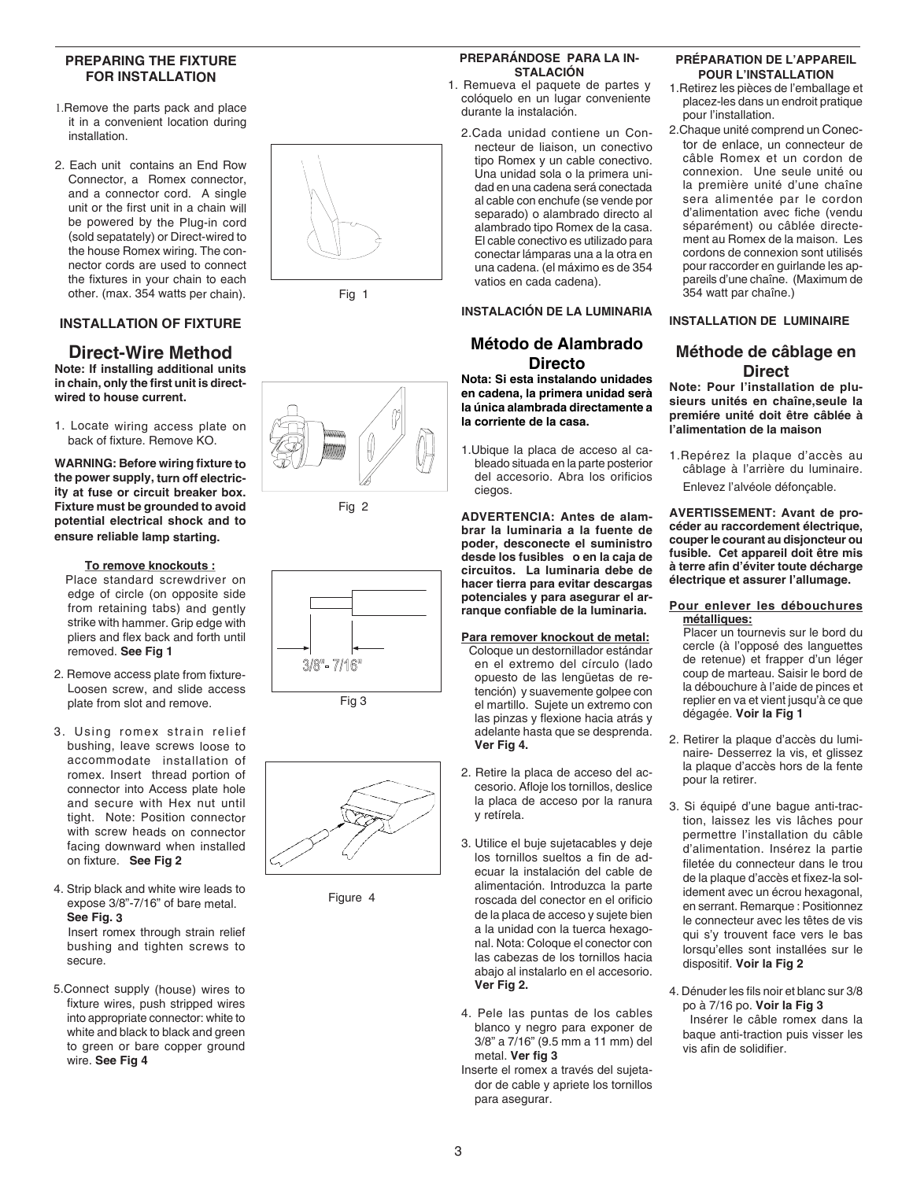### PREPARING THE FIXTURE FOR INSTALLATION

1. Remove the parts pack and place it in a convenient location during installation.
2. Each unit contains an End Row Connector, a Romex connector, and a connector cord. A single unit or the first unit in a chain will be powered by the Plug-in cord (sold sepatately) or Direct-wired to the house Romex wiring. The connector cords are used to connect the fixtures in your chain to each other. (max. 354 watts per chain).

### INSTALLATION OF FIXTURE

## Direct-Wire Method

**Note: If installing additional units in chain, only the first unit is direct-wired to house current.**

1. Locate wiring access plate on back of fixture. Remove KO.

**WARNING: Before wiring fixture to the power supply, turn off electricity at fuse or circuit breaker box. Fixture must be grounded to avoid potential electrical shock and to ensure reliable lamp starting.**

**To remove knockouts :**
Place standard screwdriver on edge of circle (on opposite side from retaining tabs) and gently strike with hammer. Grip edge with pliers and flex back and forth until removed. **See Fig 1**

2. Remove access plate from fixture-Loosen screw, and slide access plate from slot and remove.
3. Using romex strain relief bushing, leave screws loose to accommodate installation of romex. Insert thread portion of connector into Access plate hole and secure with Hex nut until tight. Note: Position connector with screw heads on connector facing downward when installed on fixture. **See Fig 2**
4. Strip black and white wire leads to expose 3/8"-7/16" of bare metal. **See Fig. 3**
   Insert romex through strain relief bushing and tighten screws to secure.
5. Connect supply (house) wires to fixture wires, push stripped wires into appropriate connector: white to white and black to black and green to green or bare copper ground wire. **See Fig 4**

Fig 1

Fig 2

3/8"- 7/16"

Fig 3

Figure 4

### PREPARÁNDOSE PARA LA INSTALACIÓN

1. Remueva el paquete de partes y colóquelo en un lugar conveniente durante la instalación.
2. Cada unidad contiene un Connecteur de liaison, un conectivo tipo Romex y un cable conectivo. Una unidad sola o la primera unidad en una cadena será conectada al cable con enchufe (se vende por separado) o alambrado directo al alambrado tipo Romex de la casa. El cable conectivo es utilizado para conectar lámparas una a la otra en una cadena. (el máximo es de 354 vatios en cada cadena).

### INSTALACIÓN DE LA LUMINARIA

## Método de Alambrado Directo

**Nota: Si esta instalando unidades en cadena, la primera unidad serà la única alambrada directamente a la corriente de la casa.**

1. Ubique la placa de acceso al cableado situada en la parte posterior del accesorio. Abra los orificios ciegos.

**ADVERTENCIA: Antes de alambrar la luminaria a la fuente de poder, desconecte el suministro desde los fusibles o en la caja de circuitos. La luminaria debe de hacer tierra para evitar descargas potenciales y para asegurar el arranque confiable de la luminaria.**

**Para remover knockout de metal:**
Coloque un destornillador estándar en el extremo del círculo (lado opuesto de las lengüetas de retención) y suavemente golpee con el martillo. Sujete un extremo con las pinzas y flexione hacia atrás y adelante hasta que se desprenda. **Ver Fig 4.**

2. Retire la placa de acceso del accesorio. Afloje los tornillos, deslice la placa de acceso por la ranura y retírela.
3. Utilice el buje sujetacables y deje los tornillos sueltos a fin de adecuar la instalación del cable de alimentación. Introduzca la parte roscada del conector en el orificio de la placa de acceso y sujete bien a la unidad con la tuerca hexagonal. Nota: Coloque el conector con las cabezas de los tornillos hacia abajo al instalarlo en el accesorio. **Ver Fig 2.**
4. Pele las puntas de los cables blanco y negro para exponer de 3/8" a 7/16" (9.5 mm a 11 mm) del metal. **Ver fig 3**
   Inserte el romex a través del sujetador de cable y apriete los tornillos para asegurar.

### PRÉPARATION DE L'APPAREIL POUR L'INSTALLATION

1. Retirez les pièces de l'emballage et placez-les dans un endroit pratique pour l'installation.
2. Chaque unité comprend un Connector de enlace, un connecteur de câble Romex et un cordon de connexion. Une seule unité ou la première unité d'une chaîne sera alimentée par le cordon d'alimentation avec fiche (vendu séparément) ou câblée directement au Romex de la maison. Les cordons de connexion sont utilisés pour raccorder en guirlande les appareils d'une chaîne. (Maximum de 354 watt par chaîne.)

### INSTALLATION DE LUMINAIRE

## Méthode de câblage en Direct

**Note: Pour l'installation de plusieurs unités en chaîne,seule la premiére unité doit être câblée à l'alimentation de la maison**

1. Repérez la plaque d'accès au câblage à l'arrière du luminaire. Enlevez l'alvéole défonçable.

**AVERTISSEMENT: Avant de procéder au raccordement électrique, couper le courant au disjoncteur ou fusible. Cet appareil doit être mis à terre afin d'éviter toute décharge électrique et assurer l'allumage.**

**Pour enlever les débouchures métalliques:**
Placer un tournevis sur le bord du cercle (à l'opposé des languettes de retenue) et frapper d'un léger coup de marteau. Saisir le bord de la débouchure à l'aide de pinces et replier en va et vient jusqu'à ce que dégagée. **Voir la Fig 1**

2. Retirer la plaque d'accès du luminaire- Desserrez la vis, et glissez la plaque d'accès hors de la fente pour la retirer.
3. Si équipé d'une bague anti-traction, laissez les vis lâches pour permettre l'installation du câble d'alimentation. Insérez la partie filetée du connecteur dans le trou de la plaque d'accès et fixez-la solidement avec un écrou hexagonal, en serrant. Remarque : Positionnez le connecteur avec les têtes de vis qui s'y trouvent face vers le bas lorsqu'elles sont installées sur le dispositif. **Voir la Fig 2**
4. Dénuder les fils noir et blanc sur 3/8 po à 7/16 po. **Voir la Fig 3**
   Insérer le câble romex dans la baque anti-traction puis visser les vis afin de solidifier.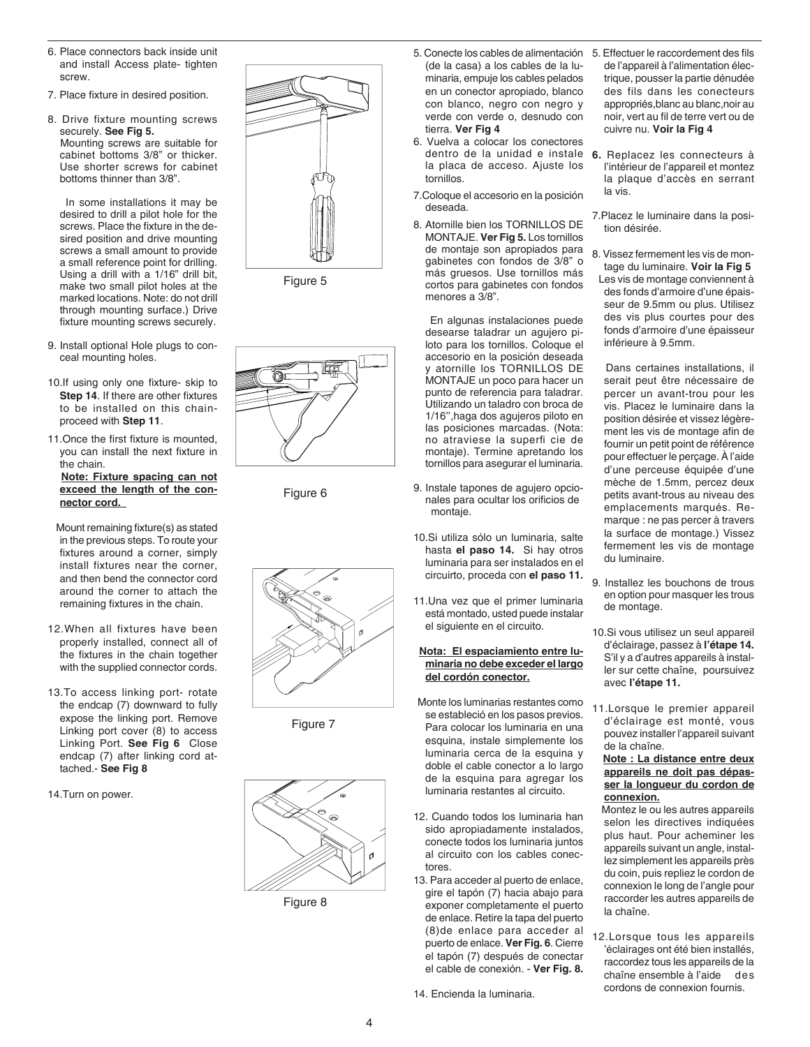6. Place connectors back inside unit and install Access plate- tighten screw.

7. Place fixture in desired position.

8. Drive fixture mounting screws securely. **See Fig 5.**
   Mounting screws are suitable for cabinet bottoms 3/8" or thicker. Use shorter screws for cabinet bottoms thinner than 3/8".

   In some installations it may be desired to drill a pilot hole for the screws. Place the fixture in the desired position and drive mounting screws a small amount to provide a small reference point for drilling. Using a drill with a 1/16" drill bit, make two small pilot holes at the marked locations. Note: do not drill through mounting surface.) Drive fixture mounting screws securely.

9. Install optional Hole plugs to conceal mounting holes.

10. If using only one fixture- skip to **Step 14**. If there are other fixtures to be installed on this chain- proceed with **Step 11**.

11. Once the first fixture is mounted, you can install the next fixture in the chain.
    **Note: Fixture spacing can not exceed the length of the connector cord.**

    Mount remaining fixture(s) as stated in the previous steps. To route your fixtures around a corner, simply install fixtures near the corner, and then bend the connector cord around the corner to attach the remaining fixtures in the chain.

12. When all fixtures have been properly installed, connect all of the fixtures in the chain together with the supplied connector cords.

13. To access linking port- rotate the endcap (7) downward to fully expose the linking port. Remove Linking port cover (8) to access Linking Port. **See Fig 6** Close endcap (7) after linking cord attached.- **See Fig 8**

14. Turn on power.

Figure 5

Figure 6

Figure 7

Figure 8

5. Conecte los cables de alimentación (de la casa) a los cables de la luminaria, empuje los cables pelados en un conector apropiado, blanco con blanco, negro con negro y verde con verde o, desnudo con tierra. **Ver Fig 4**

6. Vuelva a colocar los conectores dentro de la unidad e instale la placa de acceso. Ajuste los tornillos.

7. Coloque el accesorio en la posición deseada.

8. Atornille bien los TORNILLOS DE MONTAJE. **Ver Fig 5.** Los tornillos de montaje son apropiados para gabinetes con fondos de 3/8" o más gruesos. Use tornillos más cortos para gabinetes con fondos menores a 3/8".

   En algunas instalaciones puede desearse taladrar un agujero piloto para los tornillos. Coloque el accesorio en la posición deseada y atornille los TORNILLOS DE MONTAJE un poco para hacer un punto de referencia para taladrar. Utilizando un taladro con broca de 1/16'',haga dos agujeros piloto en las posiciones marcadas. (Nota: no atraviese la superfi cie de montaje). Termine apretando los tornillos para asegurar el luminaria.

9. Instale tapones de agujero opcionales para ocultar los orificios de montaje.

10. Si utiliza sólo un luminaria, salte hasta **el paso 14.** Si hay otros luminaria para ser instalados en el circuirto, proceda con **el paso 11.**

11. Una vez que el primer luminaria está montado, usted puede instalar el siguiente en el circuito.

    **Nota: El espaciamiento entre luminaria no debe exceder el largo del cordón conector.**

    Monte los luminarias restantes como se estableció en los pasos previos. Para colocar los luminaria en una esquina, instale simplemente los luminaria cerca de la esquina y doble el cable conector a lo largo de la esquina para agregar los luminaria restantes al circuito.

12. Cuando todos los luminaria han sido apropiadamente instalados, conecte todos los luminaria juntos al circuito con los cables conectores.

13. Para acceder al puerto de enlace, gire el tapón (7) hacia abajo para exponer completamente el puerto de enlace. Retire la tapa del puerto (8)de enlace para acceder al puerto de enlace. **Ver Fig. 6**. Cierre el tapón (7) después de conectar el cable de conexión. - **Ver Fig. 8.**

14. Encienda la luminaria.

5. Effectuer le raccordement des fils de l'appareil à l'alimentation électrique, pousser la partie dénudée des fils dans les conecteurs appropriés,blanc au blanc,noir au noir, vert au fil de terre vert ou de cuivre nu. **Voir la Fig 4**

6. Replacez les connecteurs à l'intérieur de l'appareil et montez la plaque d'accès en serrant la vis.

7. Placez le luminaire dans la position désirée.

8. Vissez fermement les vis de montage du luminaire. **Voir la Fig 5**
   Les vis de montage conviennent à des fonds d'armoire d'une épaisseur de 9.5mm ou plus. Utilisez des vis plus courtes pour des fonds d'armoire d'une épaisseur inférieure à 9.5mm.

   Dans certaines installations, il serait peut être nécessaire de percer un avant-trou pour les vis. Placez le luminaire dans la position désirée et vissez légèrement les vis de montage afin de fournir un petit point de référence pour effectuer le perçage. À l'aide d'une perceuse équipée d'une mèche de 1.5mm, percez deux petits avant-trous au niveau des emplacements marqués. Remarque : ne pas percer à travers la surface de montage.) Vissez fermement les vis de montage du luminaire.

9. Installez les bouchons de trous en option pour masquer les trous de montage.

10. Si vous utilisez un seul appareil d'éclairage, passez à **l'étape 14.** S'il y a d'autres appareils à installer sur cette chaîne, poursuivez avec **l'étape 11.**

11. Lorsque le premier appareil d'éclairage est monté, vous pouvez installer l'appareil suivant de la chaîne.
    **Note : La distance entre deux appareils ne doit pas dépasser la longueur du cordon de connexion.**
    Montez le ou les autres appareils selon les directives indiquées plus haut. Pour acheminer les appareils suivant un angle, installez simplement les appareils près du coin, puis repliez le cordon de connexion le long de l'angle pour raccorder les autres appareils de la chaîne.

12. Lorsque tous les appareils 'éclairages ont été bien installés, raccordez tous les appareils de la chaîne ensemble à l'aide des cordons de connexion fournis.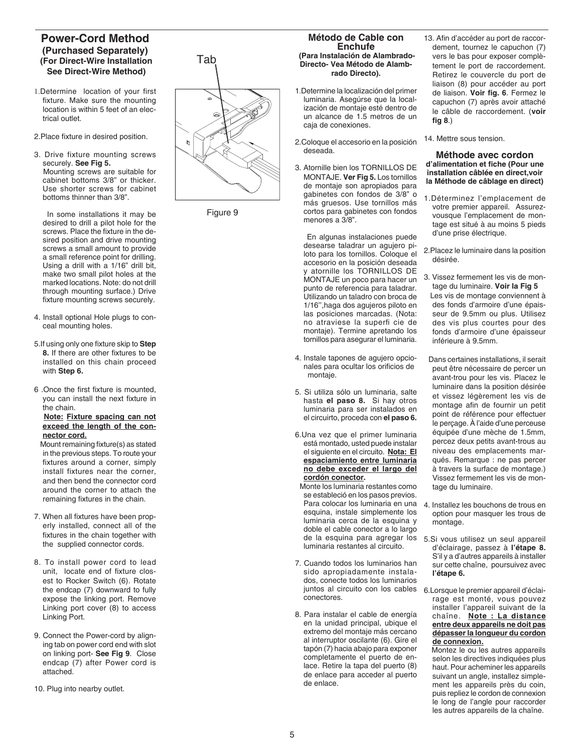## Power-Cord Method

### (Purchased Separately)

**(For Direct-Wire Installation See Direct-Wire Method)**

1. Determine location of your first fixture. Make sure the mounting location is within 5 feet of an electrical outlet.

2. Place fixture in desired position.

3. Drive fixture mounting screws securely. **See Fig 5.**
   Mounting screws are suitable for cabinet bottoms 3/8" or thicker. Use shorter screws for cabinet bottoms thinner than 3/8".

   In some installations it may be desired to drill a pilot hole for the screws. Place the fixture in the desired position and drive mounting screws a small amount to provide a small reference point for drilling. Using a drill with a 1/16" drill bit, make two small pilot holes at the marked locations. Note: do not drill through mounting surface.) Drive fixture mounting screws securely.

4. Install optional Hole plugs to conceal mounting holes.

5. If using only one fixture skip to **Step 8.** If there are other fixtures to be installed on this chain proceed with **Step 6.**

6. Once the first fixture is mounted, you can install the next fixture in the chain.
   **Note: Fixture spacing can not exceed the length of the connector cord.**
   Mount remaining fixture(s) as stated in the previous steps. To route your fixtures around a corner, simply install fixtures near the corner, and then bend the connector cord around the corner to attach the remaining fixtures in the chain.

7. When all fixtures have been properly installed, connect all of the fixtures in the chain together with the supplied connector cords.

8. To install power cord to lead unit, locate end of fixture closest to Rocker Switch (6). Rotate the endcap (7) downward to fully expose the linking port. Remove Linking port cover (8) to access Linking Port.

9. Connect the Power-cord by aligning tab on power cord end with slot on linking port- **See Fig 9**. Close endcap (7) after Power cord is attached.

10. Plug into nearby outlet.

Tab

Figure 9

## Método de Cable con Enchufe

**(Para Instalación de Alambrado-Directo- Vea Método de Alambrado Directo).**

1. Determine la localización del primer luminaria. Asegúrse que la localización de montaje esté dentro de un alcance de 1.5 metros de un caja de conexiones.

2. Coloque el accesorio en la posición deseada.

3. Atornille bien los TORNILLOS DE MONTAJE. **Ver Fig 5.** Los tornillos de montaje son apropiados para gabinetes con fondos de 3/8" o más gruesos. Use tornillos más cortos para gabinetes con fondos menores a 3/8".

   En algunas instalaciones puede desearse taladrar un agujero piloto para los tornillos. Coloque el accesorio en la posición deseada y atornille los TORNILLOS DE MONTAJE un poco para hacer un punto de referencia para taladrar. Utilizando un taladro con broca de 1/16'',haga dos agujeros piloto en las posiciones marcadas. (Nota: no atraviese la superfi cie de montaje). Termine apretando los tornillos para asegurar el luminaria.

4. Instale tapones de agujero opcionales para ocultar los orificios de montaje.

5. Si utiliza sólo un luminaria, salte hasta **el paso 8.** Si hay otros luminaria para ser instalados en el circuirto, proceda con **el paso 6.**

6. Una vez que el primer luminaria está montado, usted puede instalar el siguiente en el circuito. **Nota: El espaciamiento entre luminaria no debe exceder el largo del cordón conector.**
   Monte los luminaria restantes como se estableció en los pasos previos. Para colocar los luminaria en una esquina, instale simplemente los luminaria cerca de la esquina y doble el cable conector a lo largo de la esquina para agregar los luminaria restantes al circuito.

7. Cuando todos los luminarios han sido apropiadamente instalados, conecte todos los luminarios juntos al circuito con los cables conectores.

8. Para instalar el cable de energía en la unidad principal, ubique el extremo del montaje más cercano al interruptor oscilante (6). Gire el tapón (7) hacia abajo para exponer completamente el puerto de enlace. Retire la tapa del puerto (8) de enlace para acceder al puerto de enlace.

13. Afin d'accéder au port de raccordement, tournez le capuchon (7) vers le bas pour exposer complètement le port de raccordement. Retirez le couvercle du port de liaison (8) pour accéder au port de liaison. **Voir fig. 6**. Fermez le capuchon (7) après avoir attaché le câble de raccordement. (**voir fig 8**.)

14. Mettre sous tension.

## Méthode avec cordon

**d'alimentation et fiche (Pour une installation câblée en direct,voir la Méthode de câblage en direct)**

1. Déterminez l'emplacement de votre premier appareil. Assurezvousque l'emplacement de montage est situé à au moins 5 pieds d'une prise électrique.

2. Placez le luminaire dans la position désirée.

3. Vissez fermement les vis de montage du luminaire. **Voir la Fig 5**
   Les vis de montage conviennent à des fonds d'armoire d'une épaisseur de 9.5mm ou plus. Utilisez des vis plus courtes pour des fonds d'armoire d'une épaisseur inférieure à 9.5mm.

   Dans certaines installations, il serait peut être nécessaire de percer un avant-trou pour les vis. Placez le luminaire dans la position désirée et vissez légèrement les vis de montage afin de fournir un petit point de référence pour effectuer le perçage. À l'aide d'une perceuse équipée d'une mèche de 1.5mm, percez deux petits avant-trous au niveau des emplacements marqués. Remarque : ne pas percer à travers la surface de montage.) Vissez fermement les vis de montage du luminaire.

4. Installez les bouchons de trous en option pour masquer les trous de montage.

5. Si vous utilisez un seul appareil d'éclairage, passez à **l'étape 8.** S'il y a d'autres appareils à installer sur cette chaîne, poursuivez avec **l'étape 6.**

6. Lorsque le premier appareil d'éclairage est monté, vous pouvez installer l'appareil suivant de la chaîne. **Note : La distance entre deux appareils ne doit pas dépasser la longueur du cordon de connexion.**
   Montez le ou les autres appareils selon les directives indiquées plus haut. Pour acheminer les appareils suivant un angle, installez simplement les appareils près du coin, puis repliez le cordon de connexion le long de l'angle pour raccorder les autres appareils de la chaîne.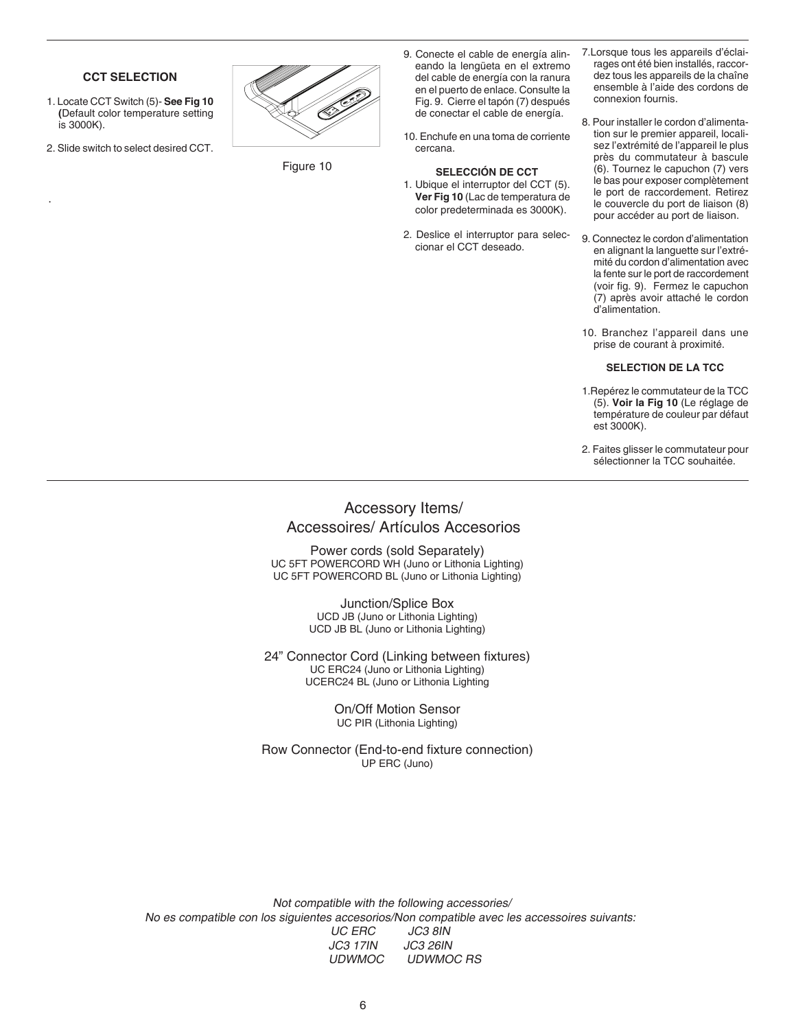### CCT SELECTION

1. Locate CCT Switch (5)- **See Fig 10 (**Default color temperature setting is 3000K).
2. Slide switch to select desired CCT.

Figure 10

9. Conecte el cable de energía alineando la lengüeta en el extremo del cable de energía con la ranura en el puerto de enlace. Consulte la Fig. 9. Cierre el tapón (7) después de conectar el cable de energía.
10. Enchufe en una toma de corriente cercana.

**SELECCIÓN DE CCT**

1. Ubique el interruptor del CCT (5). **Ver Fig 10** (Lac de temperatura de color predeterminada es 3000K).
2. Deslice el interruptor para seleccionar el CCT deseado.

7. Lorsque tous les appareils d'éclairages ont été bien installés, raccordez tous les appareils de la chaîne ensemble à l'aide des cordons de connexion fournis.
8. Pour installer le cordon d'alimentation sur le premier appareil, localisez l'extrémité de l'appareil le plus près du commutateur à bascule (6). Tournez le capuchon (7) vers le bas pour exposer complètement le port de raccordement. Retirez le couvercle du port de liaison (8) pour accéder au port de liaison.
9. Connectez le cordon d'alimentation en alignant la languette sur l'extrémité du cordon d'alimentation avec la fente sur le port de raccordement (voir fig. 9). Fermez le capuchon (7) après avoir attaché le cordon d'alimentation.
10. Branchez l'appareil dans une prise de courant à proximité.

**SELECTION DE LA TCC**

1. Repérez le commutateur de la TCC (5). **Voir la Fig 10** (Le réglage de température de couleur par défaut est 3000K).
2. Faites glisser le commutateur pour sélectionner la TCC souhaitée.

## Accessory Items/ Accessoires/ Artículos Accesorios

Power cords (sold Separately)
UC 5FT POWERCORD WH (Juno or Lithonia Lighting)
UC 5FT POWERCORD BL (Juno or Lithonia Lighting)

Junction/Splice Box
UCD JB (Juno or Lithonia Lighting)
UCD JB BL (Juno or Lithonia Lighting)

24" Connector Cord (Linking between fixtures)
UC ERC24 (Juno or Lithonia Lighting)
UCERC24 BL (Juno or Lithonia Lighting

On/Off Motion Sensor
UC PIR (Lithonia Lighting)

Row Connector (End-to-end fixture connection)
UP ERC (Juno)

*Not compatible with the following accessories/*
*No es compatible con los siguientes accesorios/Non compatible avec les accessoires suivants:*
*UC ERC JC3 8IN*
*JC3 17IN JC3 26IN*
*UDWMOC UDWMOC RS*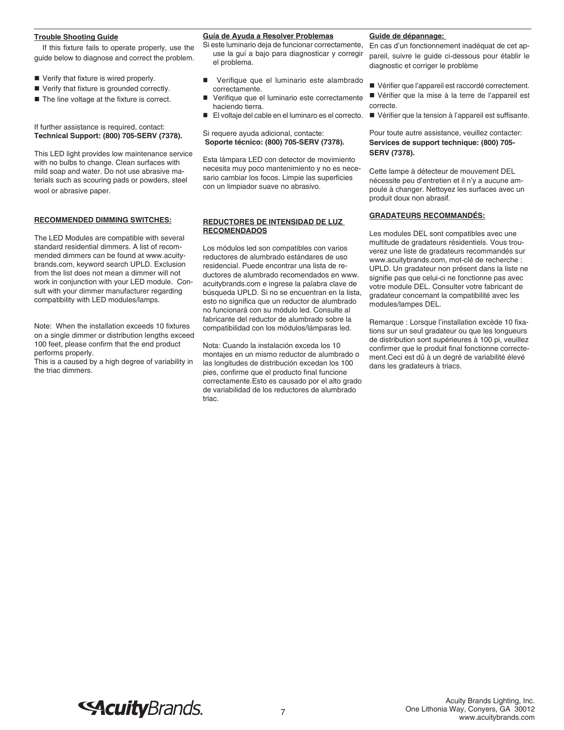**Trouble Shooting Guide**

If this fixture fails to operate properly, use the guide below to diagnose and correct the problem.

- Verify that fixture is wired properly.
- Verify that fixture is grounded correctly.
- The line voltage at the fixture is correct.

If further assistance is required, contact:
**Technical Support: (800) 705-SERV (7378).**

This LED light provides low maintenance service with no bulbs to change. Clean surfaces with mild soap and water. Do not use abrasive materials such as scouring pads or powders, steel wool or abrasive paper.

**RECOMMENDED DIMMING SWITCHES:**

The LED Modules are compatible with several standard residential dimmers. A list of recommended dimmers can be found at www.acuitybrands.com, keyword search UPLD. Exclusion from the list does not mean a dimmer will not work in conjunction with your LED module. Consult with your dimmer manufacturer regarding compatibility with LED modules/lamps.

Note: When the installation exceeds 10 fixtures on a single dimmer or distribution lengths exceed 100 feet, please confirm that the end product performs properly.
This is a caused by a high degree of variability in the triac dimmers.

**Guía de Ayuda a Resolver Problemas**

Si este luminario deja de funcionar correctamente, use la guí a bajo para diagnosticar y corregir el problema.

- Verifique que el luminario este alambrado correctamente.
- Verifique que el luminario este correctamente haciendo tierra.
- El voltaje del cable en el luminaro es el correcto.

Si requere ayuda adicional, contacte:
**Soporte técnico: (800) 705-SERV (7378).**

Esta lámpara LED con detector de movimiento necesita muy poco mantenimiento y no es necesario cambiar los focos. Limpie las superficies con un limpiador suave no abrasivo.

**REDUCTORES DE INTENSIDAD DE LUZ RECOMENDADOS**

Los módulos led son compatibles con varios reductores de alumbrado estándares de uso residencial. Puede encontrar una lista de reductores de alumbrado recomendados en www.acuitybrands.com e ingrese la palabra clave de búsqueda UPLD. Si no se encuentran en la lista, esto no significa que un reductor de alumbrado no funcionará con su módulo led. Consulte al fabricante del reductor de alumbrado sobre la compatibilidad con los módulos/lámparas led.

Nota: Cuando la instalación exceda los 10 montajes en un mismo reductor de alumbrado o las longitudes de distribución excedan los 100 pies, confirme que el producto final funcione correctamente.Esto es causado por el alto grado de variabilidad de los reductores de alumbrado triac.

**Guide de dépannage:**

En cas d'un fonctionnement inadéquat de cet appareil, suivre le guide ci-dessous pour établir le diagnostic et corriger le problème

- Vérifier que l'appareil est raccordé correctement.
- Vérifier que la mise à la terre de l'appareil est correcte.
- Vérifier que la tension à l'appareil est suffisante.

Pour toute autre assistance, veuillez contacter:
**Services de support technique: (800) 705-SERV (7378).**

Cette lampe à détecteur de mouvement DEL nécessite peu d'entretien et il n'y a aucune ampoule à changer. Nettoyez les surfaces avec un produit doux non abrasif.

**GRADATEURS RECOMMANDÉS:**

Les modules DEL sont compatibles avec une multitude de gradateurs résidentiels. Vous trouverez une liste de gradateurs recommandés sur www.acuitybrands.com, mot-clé de recherche : UPLD. Un gradateur non présent dans la liste ne signifie pas que celui-ci ne fonctionne pas avec votre module DEL. Consulter votre fabricant de gradateur concernant la compatibilité avec les modules/lampes DEL.

Remarque : Lorsque l'installation excède 10 fixations sur un seul gradateur ou que les longueurs de distribution sont supérieures à 100 pi, veuillez confirmer que le produit final fonctionne correctement.Ceci est dû à un degré de variabilité élevé dans les gradateurs à triacs.

AcuityBrands.

Acuity Brands Lighting, Inc.
One Lithonia Way, Conyers, GA 30012
www.acuitybrands.com